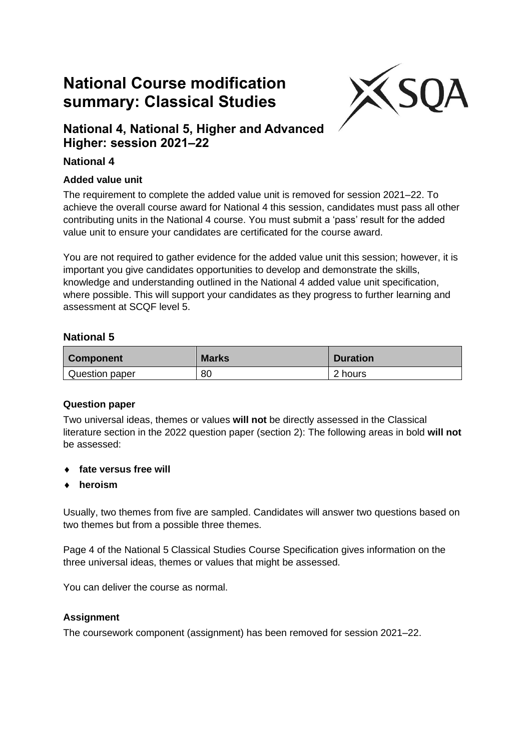# National Course modification summary: Classical Studies

## National 4, National 5, Higher and Advanced Higher: session 2021–22

### National 4

#### Added value unit

The requirement to complete the added value unit is removed for session 2021–22. To achieve the overall course award for National 4 this session, candidates must pass all other contributing units in the National 4 course. You must submit a 'pass' result for the added value unit to ensure your candidates are certificated for the course award.

You are not required to gather evidence for the added value unit this session; however, it is important you give candidates opportunities to develop and demonstrate the skills, knowledge and understanding outlined in the National 4 added value unit specification, where possible. This will support your candidates as they progress to further learning and assessment at SCQF level 5.

### National 5

| Component | Marks | Duration |
| --- | --- | --- |
| Question paper | 80 | 2 hours |

#### Question paper

Two universal ideas, themes or values **will not** be directly assessed in the Classical literature section in the 2022 question paper (section 2): The following areas in bold **will not** be assessed:

- **fate versus free will**
- **heroism**

Usually, two themes from five are sampled. Candidates will answer two questions based on two themes but from a possible three themes.

Page 4 of the National 5 Classical Studies Course Specification gives information on the three universal ideas, themes or values that might be assessed.

You can deliver the course as normal.

#### Assignment

The coursework component (assignment) has been removed for session 2021–22.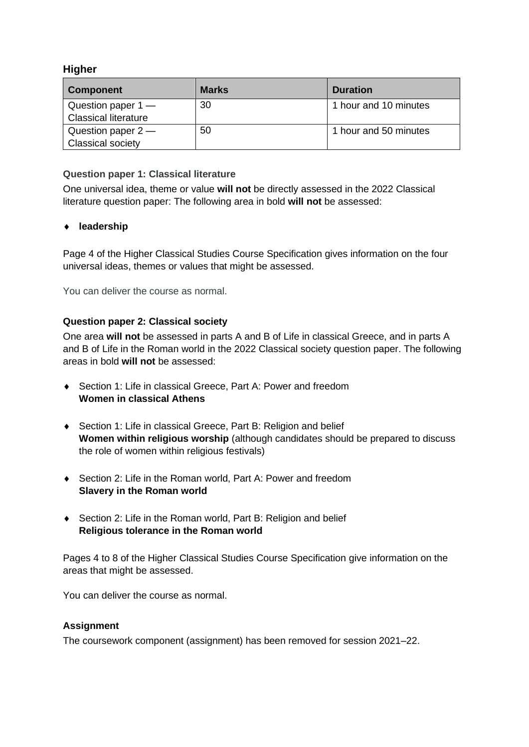## Higher

| Component | Marks | Duration |
|---|---|---|
| Question paper 1 — Classical literature | 30 | 1 hour and 10 minutes |
| Question paper 2 — Classical society | 50 | 1 hour and 50 minutes |

### Question paper 1: Classical literature

One universal idea, theme or value **will not** be directly assessed in the 2022 Classical literature question paper: The following area in bold **will not** be assessed:

- **leadership**

Page 4 of the Higher Classical Studies Course Specification gives information on the four universal ideas, themes or values that might be assessed.

You can deliver the course as normal.

### Question paper 2: Classical society

One area **will not** be assessed in parts A and B of Life in classical Greece, and in parts A and B of Life in the Roman world in the 2022 Classical society question paper. The following areas in bold **will not** be assessed:

- Section 1: Life in classical Greece, Part A: Power and freedom
  **Women in classical Athens**

- Section 1: Life in classical Greece, Part B: Religion and belief
  **Women within religious worship** (although candidates should be prepared to discuss the role of women within religious festivals)

- Section 2: Life in the Roman world, Part A: Power and freedom
  **Slavery in the Roman world**

- Section 2: Life in the Roman world, Part B: Religion and belief
  **Religious tolerance in the Roman world**

Pages 4 to 8 of the Higher Classical Studies Course Specification give information on the areas that might be assessed.

You can deliver the course as normal.

### Assignment

The coursework component (assignment) has been removed for session 2021–22.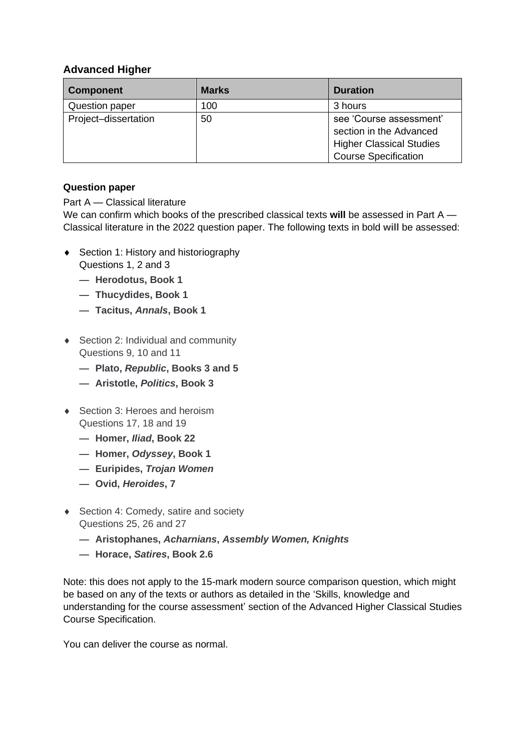### Advanced Higher

| Component | Marks | Duration |
| --- | --- | --- |
| Question paper | 100 | 3 hours |
| Project–dissertation | 50 | see 'Course assessment' section in the Advanced Higher Classical Studies Course Specification |

**Question paper**

Part A — Classical literature

We can confirm which books of the prescribed classical texts **will** be assessed in Part A — Classical literature in the 2022 question paper. The following texts in bold **will** be assessed:

- Section 1: History and historiography
  Questions 1, 2 and 3
  - **Herodotus, Book 1**
  - **Thucydides, Book 1**
  - **Tacitus, *Annals*, Book 1**

- Section 2: Individual and community
  Questions 9, 10 and 11
  - **Plato, *Republic*, Books 3 and 5**
  - **Aristotle, *Politics*, Book 3**

- Section 3: Heroes and heroism
  Questions 17, 18 and 19
  - **Homer, *Iliad*, Book 22**
  - **Homer, *Odyssey*, Book 1**
  - **Euripides, *Trojan Women***
  - **Ovid, *Heroides*, 7**

- Section 4: Comedy, satire and society
  Questions 25, 26 and 27
  - **Aristophanes, *Acharnians*, *Assembly Women, Knights***
  - **Horace, *Satires*, Book 2.6**

Note: this does not apply to the 15-mark modern source comparison question, which might be based on any of the texts or authors as detailed in the 'Skills, knowledge and understanding for the course assessment' section of the Advanced Higher Classical Studies Course Specification.

You can deliver the course as normal.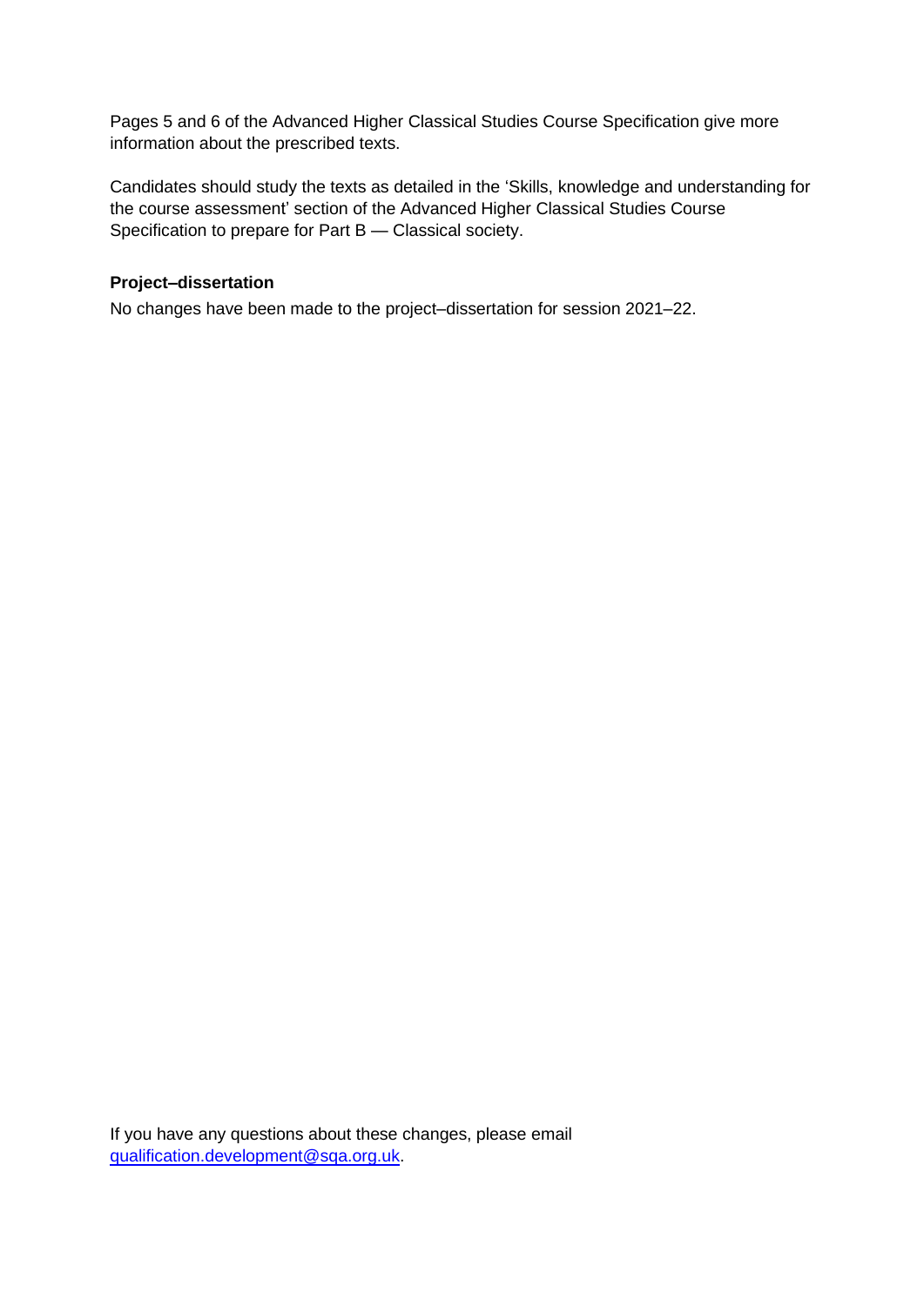Pages 5 and 6 of the Advanced Higher Classical Studies Course Specification give more information about the prescribed texts.

Candidates should study the texts as detailed in the 'Skills, knowledge and understanding for the course assessment' section of the Advanced Higher Classical Studies Course Specification to prepare for Part B — Classical society.

**Project–dissertation**

No changes have been made to the project–dissertation for session 2021–22.

If you have any questions about these changes, please email qualification.development@sqa.org.uk.